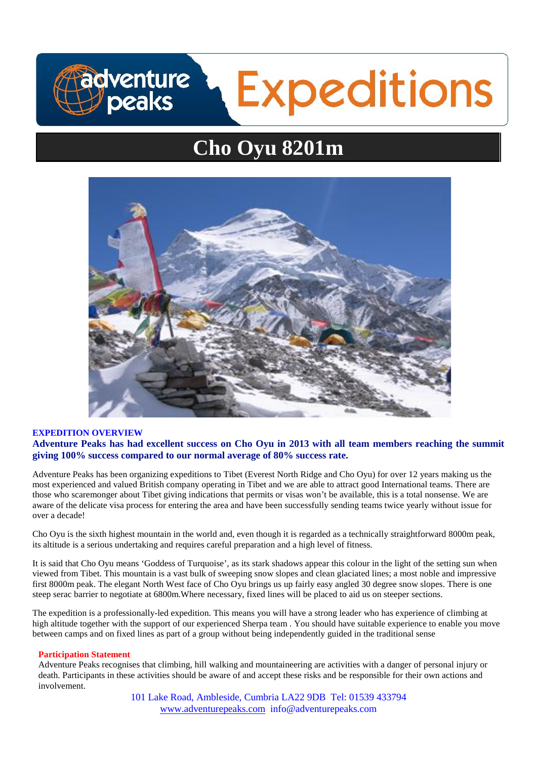# Cho Oyu 8201m

## EXPEDITION OVERVIEW

**Adventure Peaks has had excellent success on Cho Oyu in 2013 with all team members reaching the summit giving 100% success compared to our normal average of 80% success rate.**

Adventure Peaks has been organizing expeditions to Tibet (Everest North Ridge and Cho Oyu) for over 12 years making us the most experienced and valued British company operating in Tibet and we are able to attract good International teams. There are those who scaremonger about Tibet giving indications that permits or visas won't be available, this is a total nonsense. We are aware of the delicate visa process for entering the area and have been successfully sending teams twice yearly without issue for over a decade!

Cho Oyu is the sixth highest mountain in the world and, even though it is regarded as a technically straightforward 8000m peak, its altitude is a serious undertaking and requires careful preparation and a high level of fitness.

It is said that Cho Oyu means 'Goddess of Turquoise', as its stark shadows appear this colour in the light of the setting sun when viewed from Tibet. This mountain is a vast bulk of sweeping snow slopes and clean glaciated lines; a most noble and impressive first 8000m peak. The elegant North West face of Cho Oyu brings us up fairly easy angled 30 degree snow slopes. There is one steep serac barrier to negotiate at 6800m.Where necessary, fixed lines will be placed to aid us on steeper sections.

The expedition is a professionally-led expedition. This means you will have a strong leader who has experience of climbing at high altitude together with the support of our experienced Sherpa team . You should have suitable experience to enable you move between camps and on fixed lines as part of a group without being independently guided in the traditional sense

**Participation Statement**

Adventure Peaks recognises that climbing, hill walking and mountaineering are activities with a danger of personal injury or death. Participants in these activities should be aware of and accept these risks and be responsible for their own actions and involvement.

101 Lake Road, Ambleside, Cumbria LA22 9DB Tel: 01539 433794
www.adventurepeaks.com info@adventurepeaks.com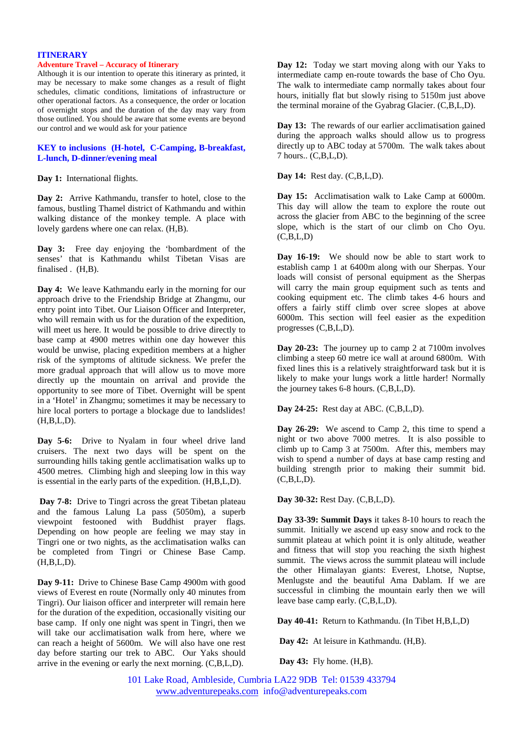## ITINERARY

**Adventure Travel – Accuracy of Itinerary**

Although it is our intention to operate this itinerary as printed, it may be necessary to make some changes as a result of flight schedules, climatic conditions, limitations of infrastructure or other operational factors. As a consequence, the order or location of overnight stops and the duration of the day may vary from those outlined. You should be aware that some events are beyond our control and we would ask for your patience

**KEY to inclusions (H-hotel, C-Camping, B-breakfast, L-lunch, D-dinner/evening meal**

**Day 1:** International flights.

**Day 2:** Arrive Kathmandu, transfer to hotel, close to the famous, bustling Thamel district of Kathmandu and within walking distance of the monkey temple. A place with lovely gardens where one can relax. (H,B).

**Day 3:** Free day enjoying the 'bombardment of the senses' that is Kathmandu whilst Tibetan Visas are finalised . (H,B).

**Day 4:** We leave Kathmandu early in the morning for our approach drive to the Friendship Bridge at Zhangmu, our entry point into Tibet. Our Liaison Officer and Interpreter, who will remain with us for the duration of the expedition, will meet us here. It would be possible to drive directly to base camp at 4900 metres within one day however this would be unwise, placing expedition members at a higher risk of the symptoms of altitude sickness. We prefer the more gradual approach that will allow us to move more directly up the mountain on arrival and provide the opportunity to see more of Tibet. Overnight will be spent in a 'Hotel' in Zhangmu; sometimes it may be necessary to hire local porters to portage a blockage due to landslides! (H,B,L,D).

**Day 5-6:** Drive to Nyalam in four wheel drive land cruisers. The next two days will be spent on the surrounding hills taking gentle acclimatisation walks up to 4500 metres. Climbing high and sleeping low in this way is essential in the early parts of the expedition. (H,B,L,D).

**Day 7-8:** Drive to Tingri across the great Tibetan plateau and the famous Lalung La pass (5050m), a superb viewpoint festooned with Buddhist prayer flags. Depending on how people are feeling we may stay in Tingri one or two nights, as the acclimatisation walks can be completed from Tingri or Chinese Base Camp. (H,B,L,D).

**Day 9-11:** Drive to Chinese Base Camp 4900m with good views of Everest en route (Normally only 40 minutes from Tingri). Our liaison officer and interpreter will remain here for the duration of the expedition, occasionally visiting our base camp. If only one night was spent in Tingri, then we will take our acclimatisation walk from here, where we can reach a height of 5600m. We will also have one rest day before starting our trek to ABC. Our Yaks should arrive in the evening or early the next morning. (C,B,L,D).

**Day 12:** Today we start moving along with our Yaks to intermediate camp en-route towards the base of Cho Oyu. The walk to intermediate camp normally takes about four hours, initially flat but slowly rising to 5150m just above the terminal moraine of the Gyabrag Glacier. (C,B,L,D).

**Day 13:** The rewards of our earlier acclimatisation gained during the approach walks should allow us to progress directly up to ABC today at 5700m. The walk takes about 7 hours.. (C,B,L,D).

**Day 14:** Rest day. (C,B,L,D).

**Day 15:** Acclimatisation walk to Lake Camp at 6000m. This day will allow the team to explore the route out across the glacier from ABC to the beginning of the scree slope, which is the start of our climb on Cho Oyu. (C,B,L,D)

**Day 16-19:** We should now be able to start work to establish camp 1 at 6400m along with our Sherpas. Your loads will consist of personal equipment as the Sherpas will carry the main group equipment such as tents and cooking equipment etc. The climb takes 4-6 hours and offers a fairly stiff climb over scree slopes at above 6000m. This section will feel easier as the expedition progresses (C,B,L,D).

**Day 20-23:** The journey up to camp 2 at 7100m involves climbing a steep 60 metre ice wall at around 6800m. With fixed lines this is a relatively straightforward task but it is likely to make your lungs work a little harder! Normally the journey takes 6-8 hours. (C,B,L,D).

**Day 24-25:** Rest day at ABC. (C,B,L,D).

**Day 26-29:** We ascend to Camp 2, this time to spend a night or two above 7000 metres. It is also possible to climb up to Camp 3 at 7500m. After this, members may wish to spend a number of days at base camp resting and building strength prior to making their summit bid. (C,B,L,D).

**Day 30-32:** Rest Day. (C,B,L,D).

**Day 33-39: Summit Days** it takes 8-10 hours to reach the summit. Initially we ascend up easy snow and rock to the summit plateau at which point it is only altitude, weather and fitness that will stop you reaching the sixth highest summit. The views across the summit plateau will include the other Himalayan giants: Everest, Lhotse, Nuptse, Menlugste and the beautiful Ama Dablam. If we are successful in climbing the mountain early then we will leave base camp early. (C,B,L,D).

**Day 40-41:** Return to Kathmandu. (In Tibet H,B,L,D)

**Day 42:** At leisure in Kathmandu. (H,B).

**Day 43:** Fly home. (H,B).

101 Lake Road, Ambleside, Cumbria LA22 9DB Tel: 01539 433794
www.adventurepeaks.com info@adventurepeaks.com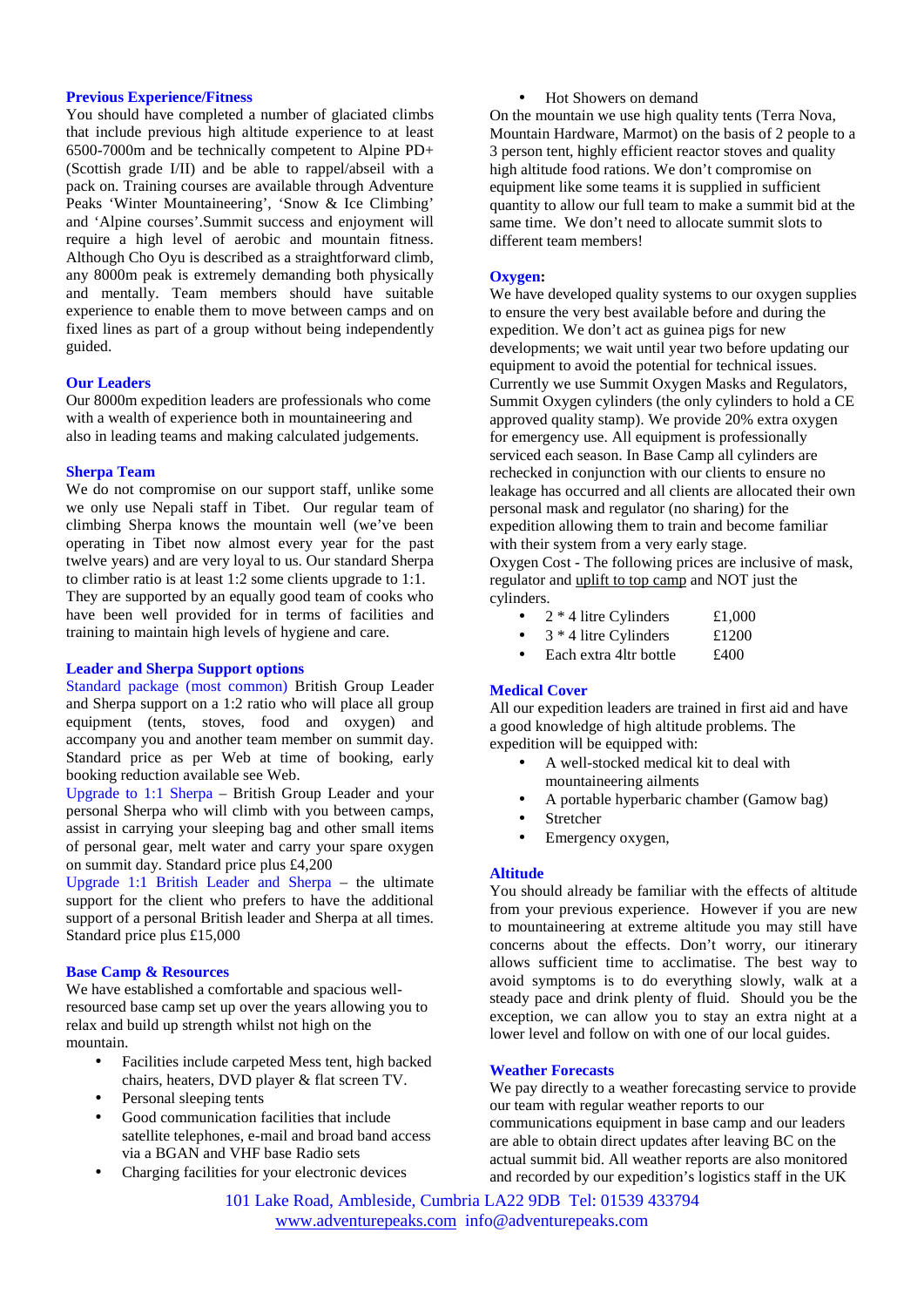## Previous Experience/Fitness

You should have completed a number of glaciated climbs that include previous high altitude experience to at least 6500-7000m and be technically competent to Alpine PD+ (Scottish grade I/II) and be able to rappel/abseil with a pack on. Training courses are available through Adventure Peaks 'Winter Mountaineering', 'Snow & Ice Climbing' and 'Alpine courses'.Summit success and enjoyment will require a high level of aerobic and mountain fitness. Although Cho Oyu is described as a straightforward climb, any 8000m peak is extremely demanding both physically and mentally. Team members should have suitable experience to enable them to move between camps and on fixed lines as part of a group without being independently guided.

## Our Leaders

Our 8000m expedition leaders are professionals who come with a wealth of experience both in mountaineering and also in leading teams and making calculated judgements.

## Sherpa Team

We do not compromise on our support staff, unlike some we only use Nepali staff in Tibet. Our regular team of climbing Sherpa knows the mountain well (we've been operating in Tibet now almost every year for the past twelve years) and are very loyal to us. Our standard Sherpa to climber ratio is at least 1:2 some clients upgrade to 1:1. They are supported by an equally good team of cooks who have been well provided for in terms of facilities and training to maintain high levels of hygiene and care.

## Leader and Sherpa Support options

Standard package (most common) British Group Leader and Sherpa support on a 1:2 ratio who will place all group equipment (tents, stoves, food and oxygen) and accompany you and another team member on summit day. Standard price as per Web at time of booking, early booking reduction available see Web.

Upgrade to 1:1 Sherpa – British Group Leader and your personal Sherpa who will climb with you between camps, assist in carrying your sleeping bag and other small items of personal gear, melt water and carry your spare oxygen on summit day. Standard price plus £4,200

Upgrade 1:1 British Leader and Sherpa – the ultimate support for the client who prefers to have the additional support of a personal British leader and Sherpa at all times. Standard price plus £15,000

## Base Camp & Resources

We have established a comfortable and spacious well-resourced base camp set up over the years allowing you to relax and build up strength whilst not high on the mountain.

- Facilities include carpeted Mess tent, high backed chairs, heaters, DVD player & flat screen TV.
- Personal sleeping tents
- Good communication facilities that include satellite telephones, e-mail and broad band access via a BGAN and VHF base Radio sets
- Charging facilities for your electronic devices
- Hot Showers on demand

On the mountain we use high quality tents (Terra Nova, Mountain Hardware, Marmot) on the basis of 2 people to a 3 person tent, highly efficient reactor stoves and quality high altitude food rations. We don't compromise on equipment like some teams it is supplied in sufficient quantity to allow our full team to make a summit bid at the same time. We don't need to allocate summit slots to different team members!

## Oxygen:

We have developed quality systems to our oxygen supplies to ensure the very best available before and during the expedition. We don't act as guinea pigs for new developments; we wait until year two before updating our equipment to avoid the potential for technical issues. Currently we use Summit Oxygen Masks and Regulators, Summit Oxygen cylinders (the only cylinders to hold a CE approved quality stamp). We provide 20% extra oxygen for emergency use. All equipment is professionally serviced each season. In Base Camp all cylinders are rechecked in conjunction with our clients to ensure no leakage has occurred and all clients are allocated their own personal mask and regulator (no sharing) for the expedition allowing them to train and become familiar with their system from a very early stage.

Oxygen Cost - The following prices are inclusive of mask, regulator and uplift to top camp and NOT just the cylinders.

- 2 * 4 litre Cylinders £1,000
- 3 * 4 litre Cylinders £1200
- Each extra 4ltr bottle £400

## Medical Cover

All our expedition leaders are trained in first aid and have a good knowledge of high altitude problems. The expedition will be equipped with:

- A well-stocked medical kit to deal with mountaineering ailments
- A portable hyperbaric chamber (Gamow bag)
- Stretcher
- Emergency oxygen,

## Altitude

You should already be familiar with the effects of altitude from your previous experience. However if you are new to mountaineering at extreme altitude you may still have concerns about the effects. Don't worry, our itinerary allows sufficient time to acclimatise. The best way to avoid symptoms is to do everything slowly, walk at a steady pace and drink plenty of fluid. Should you be the exception, we can allow you to stay an extra night at a lower level and follow on with one of our local guides.

## Weather Forecasts

We pay directly to a weather forecasting service to provide our team with regular weather reports to our communications equipment in base camp and our leaders are able to obtain direct updates after leaving BC on the actual summit bid. All weather reports are also monitored and recorded by our expedition's logistics staff in the UK

101 Lake Road, Ambleside, Cumbria LA22 9DB Tel: 01539 433794
www.adventurepeaks.com info@adventurepeaks.com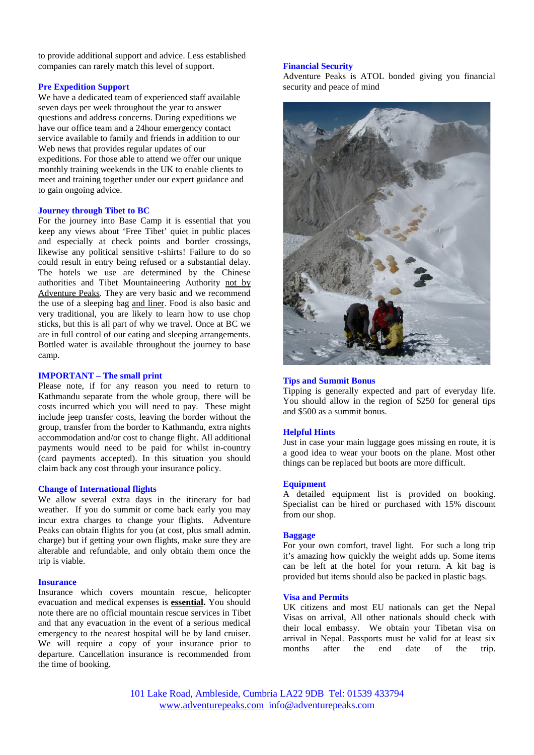to provide additional support and advice. Less established companies can rarely match this level of support.

### Pre Expedition Support

We have a dedicated team of experienced staff available seven days per week throughout the year to answer questions and address concerns. During expeditions we have our office team and a 24hour emergency contact service available to family and friends in addition to our Web news that provides regular updates of our expeditions. For those able to attend we offer our unique monthly training weekends in the UK to enable clients to meet and training together under our expert guidance and to gain ongoing advice.

### Journey through Tibet to BC

For the journey into Base Camp it is essential that you keep any views about 'Free Tibet' quiet in public places and especially at check points and border crossings, likewise any political sensitive t-shirts! Failure to do so could result in entry being refused or a substantial delay. The hotels we use are determined by the Chinese authorities and Tibet Mountaineering Authority not by Adventure Peaks. They are very basic and we recommend the use of a sleeping bag and liner. Food is also basic and very traditional, you are likely to learn how to use chop sticks, but this is all part of why we travel. Once at BC we are in full control of our eating and sleeping arrangements. Bottled water is available throughout the journey to base camp.

### IMPORTANT – The small print

Please note, if for any reason you need to return to Kathmandu separate from the whole group, there will be costs incurred which you will need to pay. These might include jeep transfer costs, leaving the border without the group, transfer from the border to Kathmandu, extra nights accommodation and/or cost to change flight. All additional payments would need to be paid for whilst in-country (card payments accepted). In this situation you should claim back any cost through your insurance policy.

### Change of International flights

We allow several extra days in the itinerary for bad weather. If you do summit or come back early you may incur extra charges to change your flights. Adventure Peaks can obtain flights for you (at cost, plus small admin. charge) but if getting your own flights, make sure they are alterable and refundable, and only obtain them once the trip is viable.

### Insurance

Insurance which covers mountain rescue, helicopter evacuation and medical expenses is **essential.** You should note there are no official mountain rescue services in Tibet and that any evacuation in the event of a serious medical emergency to the nearest hospital will be by land cruiser. We will require a copy of your insurance prior to departure. Cancellation insurance is recommended from the time of booking.

### Financial Security

Adventure Peaks is ATOL bonded giving you financial security and peace of mind

### Tips and Summit Bonus

Tipping is generally expected and part of everyday life. You should allow in the region of $250 for general tips and $500 as a summit bonus.

### Helpful Hints

Just in case your main luggage goes missing en route, it is a good idea to wear your boots on the plane. Most other things can be replaced but boots are more difficult.

### Equipment

A detailed equipment list is provided on booking. Specialist can be hired or purchased with 15% discount from our shop.

### Baggage

For your own comfort, travel light. For such a long trip it's amazing how quickly the weight adds up. Some items can be left at the hotel for your return. A kit bag is provided but items should also be packed in plastic bags.

### Visa and Permits

UK citizens and most EU nationals can get the Nepal Visas on arrival, All other nationals should check with their local embassy. We obtain your Tibetan visa on arrival in Nepal. Passports must be valid for at least six months after the end date of the trip.

101 Lake Road, Ambleside, Cumbria LA22 9DB Tel: 01539 433794
www.adventurepeaks.com info@adventurepeaks.com